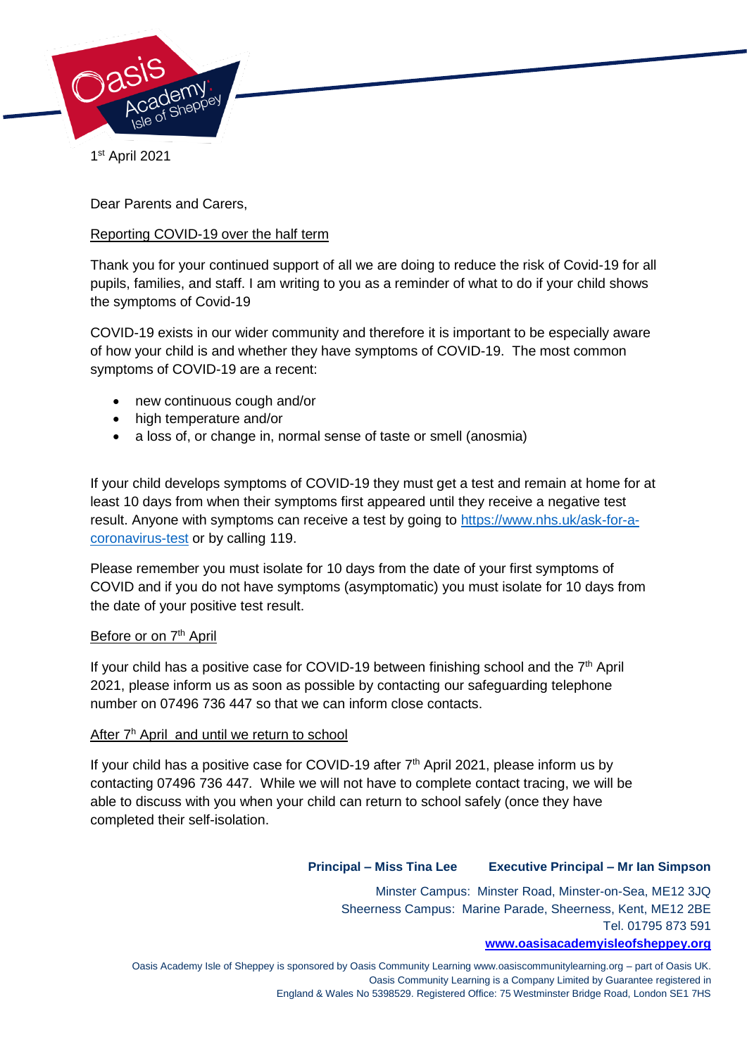Oasis Academy Isle of Sheppey

1st April 2021

Dear Parents and Carers,

Reporting COVID-19 over the half term

Thank you for your continued support of all we are doing to reduce the risk of Covid-19 for all pupils, families, and staff. I am writing to you as a reminder of what to do if your child shows the symptoms of Covid-19

COVID-19 exists in our wider community and therefore it is important to be especially aware of how your child is and whether they have symptoms of COVID-19. The most common symptoms of COVID-19 are a recent:

- new continuous cough and/or
- high temperature and/or
- a loss of, or change in, normal sense of taste or smell (anosmia)

If your child develops symptoms of COVID-19 they must get a test and remain at home for at least 10 days from when their symptoms first appeared until they receive a negative test result. Anyone with symptoms can receive a test by going to [https://www.nhs.uk/ask-for-a-coronavirus-test](https://www.nhs.uk/ask-for-a-coronavirus-test) or by calling 119.

Please remember you must isolate for 10 days from the date of your first symptoms of COVID and if you do not have symptoms (asymptomatic) you must isolate for 10 days from the date of your positive test result.

Before or on 7th April

If your child has a positive case for COVID-19 between finishing school and the 7th April 2021, please inform us as soon as possible by contacting our safeguarding telephone number on 07496 736 447 so that we can inform close contacts.

After 7h April and until we return to school

If your child has a positive case for COVID-19 after 7th April 2021, please inform us by contacting 07496 736 447. While we will not have to complete contact tracing, we will be able to discuss with you when your child can return to school safely (once they have completed their self-isolation.

**Principal – Miss Tina Lee** **Executive Principal – Mr Ian Simpson**

Minster Campus: Minster Road, Minster-on-Sea, ME12 3JQ
Sheerness Campus: Marine Parade, Sheerness, Kent, ME12 2BE
Tel. 01795 873 591
**www.oasisacademyisleofsheppey.org**

Oasis Academy Isle of Sheppey is sponsored by Oasis Community Learning www.oasiscommunitylearning.org – part of Oasis UK. Oasis Community Learning is a Company Limited by Guarantee registered in England & Wales No 5398529. Registered Office: 75 Westminster Bridge Road, London SE1 7HS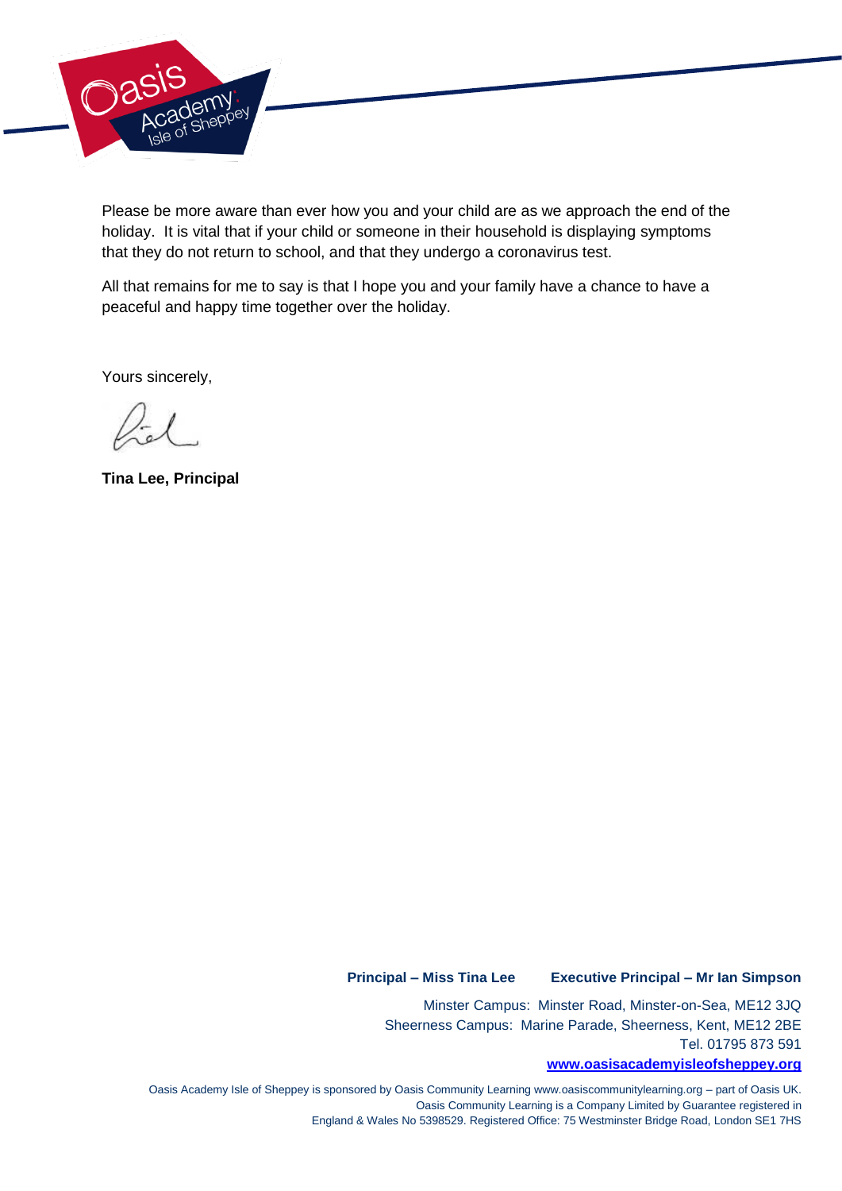Please be more aware than ever how you and your child are as we approach the end of the holiday. It is vital that if your child or someone in their household is displaying symptoms that they do not return to school, and that they undergo a coronavirus test.

All that remains for me to say is that I hope you and your family have a chance to have a peaceful and happy time together over the holiday.

Yours sincerely,

**Tina Lee, Principal**

**Principal – Miss Tina Lee** **Executive Principal – Mr Ian Simpson**

Minster Campus: Minster Road, Minster-on-Sea, ME12 3JQ
Sheerness Campus: Marine Parade, Sheerness, Kent, ME12 2BE
Tel. 01795 873 591
**www.oasisacademyisleofsheppey.org**

Oasis Academy Isle of Sheppey is sponsored by Oasis Community Learning www.oasiscommunitylearning.org – part of Oasis UK. Oasis Community Learning is a Company Limited by Guarantee registered in England & Wales No 5398529. Registered Office: 75 Westminster Bridge Road, London SE1 7HS